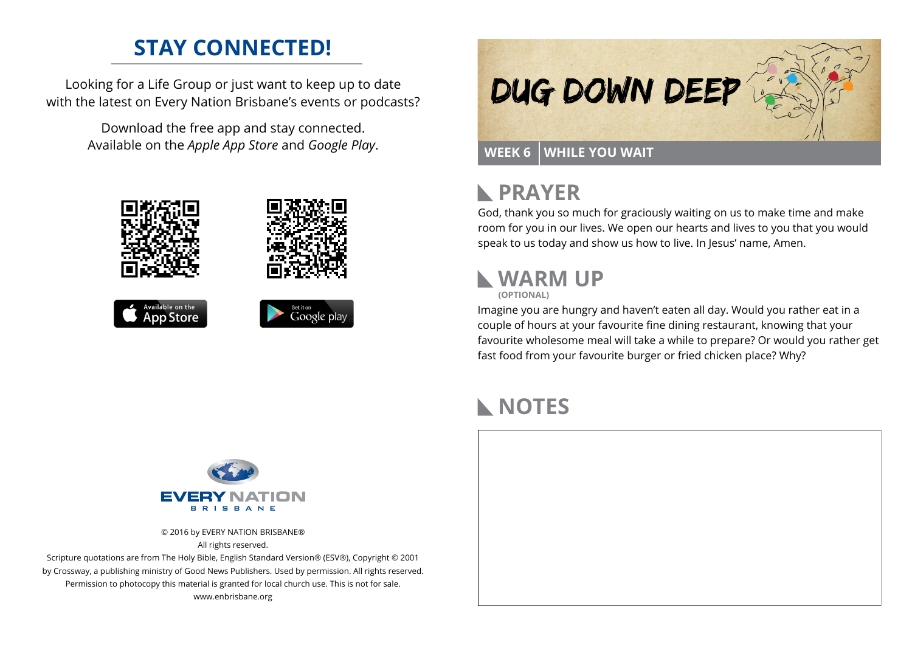## STAY CONNECTED!

Looking for a Life Group or just want to keep up to date with the latest on Every Nation Brisbane's events or podcasts?

Download the free app and stay connected. Available on the *Apple App Store* and *Google Play*.

Available on the App Store

Get it on Google play

EVERY NATION BRISBANE

© 2016 by EVERY NATION BRISBANE®
All rights reserved.
Scripture quotations are from The Holy Bible, English Standard Version® (ESV®), Copyright © 2001 by Crossway, a publishing ministry of Good News Publishers. Used by permission. All rights reserved.
Permission to photocopy this material is granted for local church use. This is not for sale.
www.enbrisbane.org

# DUG DOWN DEEP

**WEEK 6 | WHILE YOU WAIT**

## PRAYER

God, thank you so much for graciously waiting on us to make time and make room for you in our lives. We open our hearts and lives to you that you would speak to us today and show us how to live. In Jesus' name, Amen.

## WARM UP

**(OPTIONAL)**

Imagine you are hungry and haven't eaten all day. Would you rather eat in a couple of hours at your favourite fine dining restaurant, knowing that your favourite wholesome meal will take a while to prepare? Or would you rather get fast food from your favourite burger or fried chicken place? Why?

## NOTES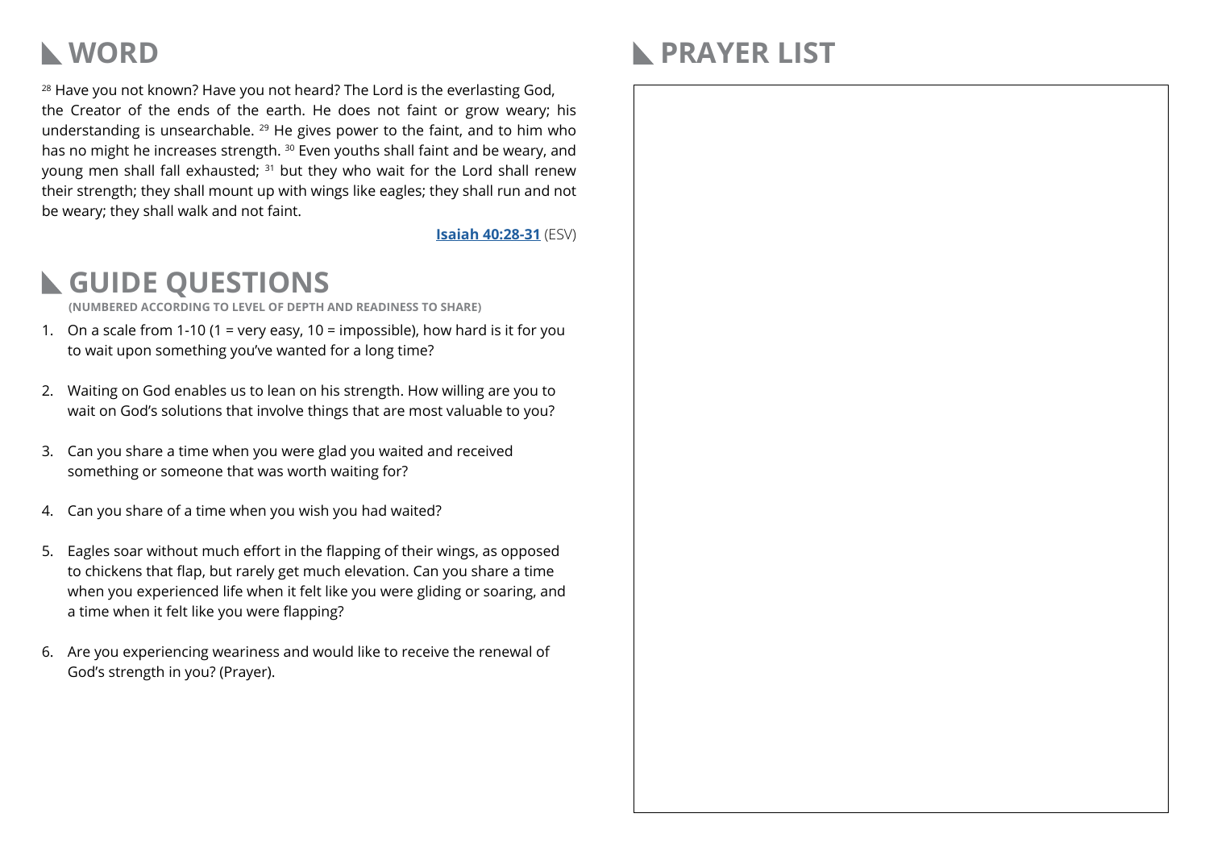## WORD

[28] Have you not known? Have you not heard? The Lord is the everlasting God, the Creator of the ends of the earth. He does not faint or grow weary; his understanding is unsearchable. [29] He gives power to the faint, and to him who has no might he increases strength. [30] Even youths shall faint and be weary, and young men shall fall exhausted; [31] but they who wait for the Lord shall renew their strength; they shall mount up with wings like eagles; they shall run and not be weary; they shall walk and not faint.

**Isaiah 40:28-31** (ESV)

## GUIDE QUESTIONS

**(NUMBERED ACCORDING TO LEVEL OF DEPTH AND READINESS TO SHARE)**

1. On a scale from 1-10 (1 = very easy, 10 = impossible), how hard is it for you to wait upon something you've wanted for a long time?
2. Waiting on God enables us to lean on his strength. How willing are you to wait on God's solutions that involve things that are most valuable to you?
3. Can you share a time when you were glad you waited and received something or someone that was worth waiting for?
4. Can you share of a time when you wish you had waited?
5. Eagles soar without much effort in the flapping of their wings, as opposed to chickens that flap, but rarely get much elevation. Can you share a time when you experienced life when it felt like you were gliding or soaring, and a time when it felt like you were flapping?
6. Are you experiencing weariness and would like to receive the renewal of God's strength in you? (Prayer).

## PRAYER LIST